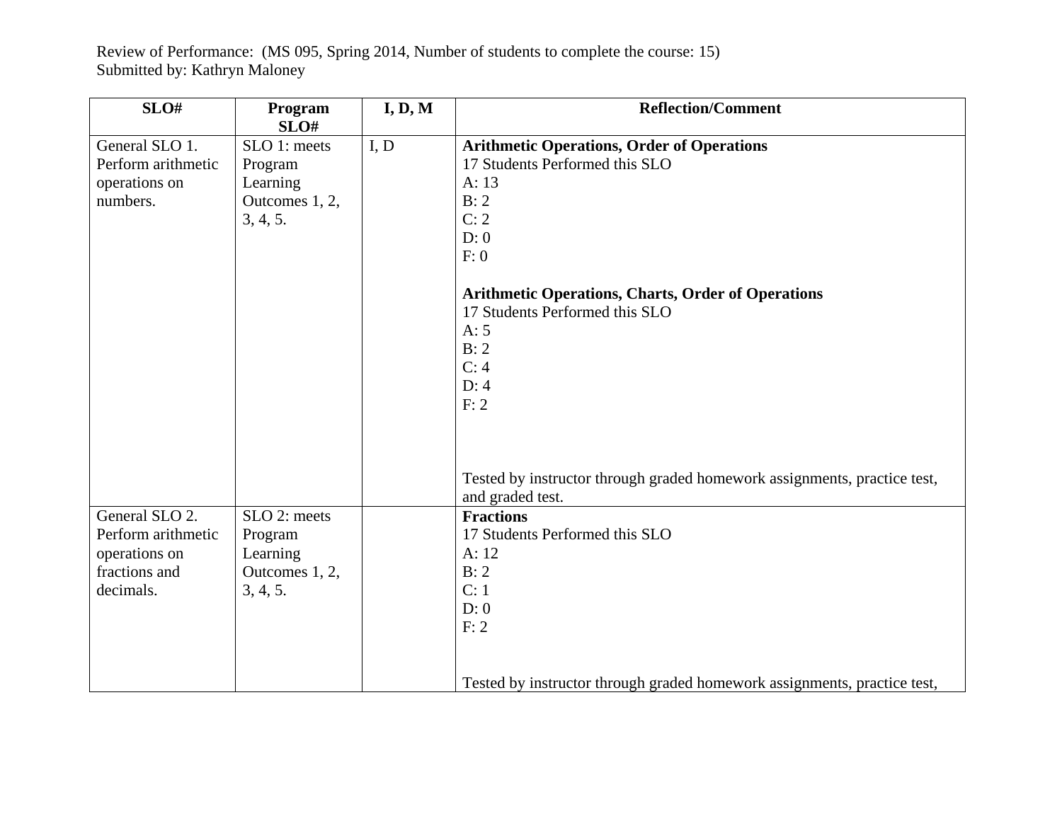Review of Performance: (MS 095, Spring 2014, Number of students to complete the course: 15)
Submitted by: Kathryn Maloney

| SLO# | Program SLO# | I, D, M | Reflection/Comment |
|---|---|---|---|
| General SLO 1. Perform arithmetic operations on numbers. | SLO 1: meets Program Learning Outcomes 1, 2, 3, 4, 5. | I, D | **Arithmetic Operations, Order of Operations**<br>17 Students Performed this SLO<br>A: 13<br>B: 2<br>C: 2<br>D: 0<br>F: 0<br><br>**Arithmetic Operations, Charts, Order of Operations**<br>17 Students Performed this SLO<br>A: 5<br>B: 2<br>C: 4<br>D: 4<br>F: 2<br><br>Tested by instructor through graded homework assignments, practice test, and graded test. |
| General SLO 2. Perform arithmetic operations on fractions and decimals. | SLO 2: meets Program Learning Outcomes 1, 2, 3, 4, 5. | | **Fractions**<br>17 Students Performed this SLO<br>A: 12<br>B: 2<br>C: 1<br>D: 0<br>F: 2<br><br>Tested by instructor through graded homework assignments, practice test, |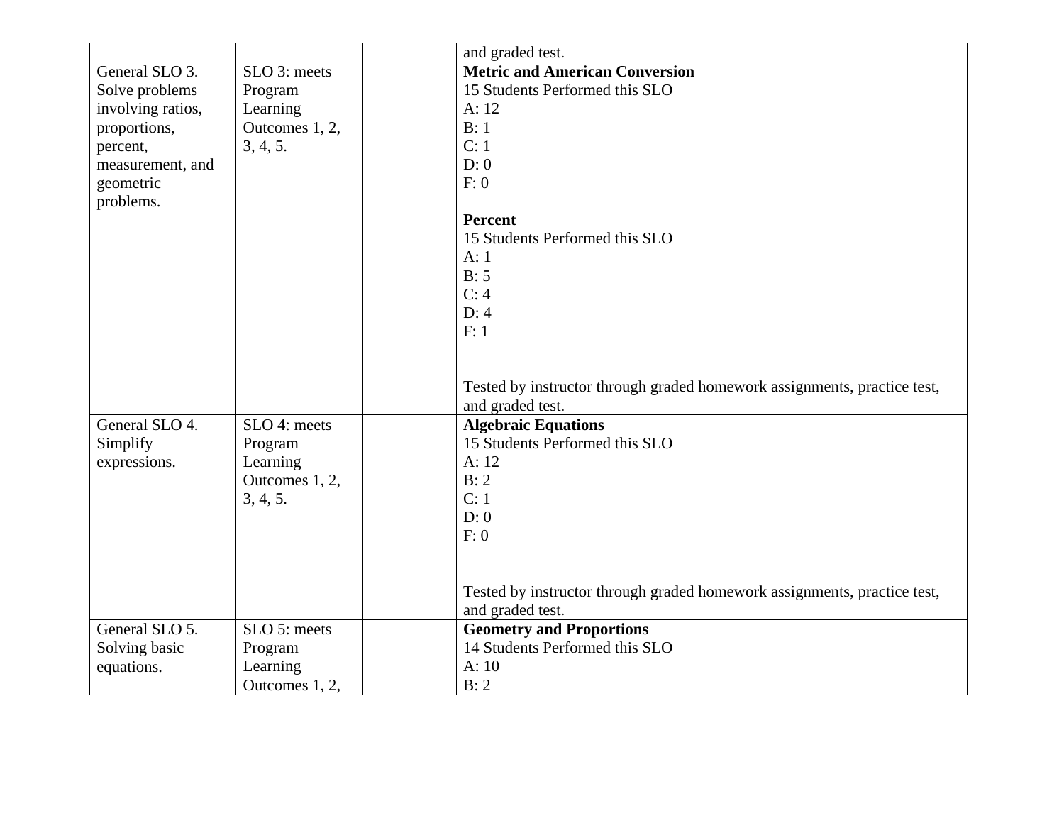| | | | |
|---|---|---|---|
| | | | and graded test. |
| General SLO 3. Solve problems involving ratios, proportions, percent, measurement, and geometric problems. | SLO 3: meets Program Learning Outcomes 1, 2, 3, 4, 5. | | **Metric and American Conversion**<br>15 Students Performed this SLO<br>A: 12<br>B: 1<br>C: 1<br>D: 0<br>F: 0<br><br>**Percent**<br>15 Students Performed this SLO<br>A: 1<br>B: 5<br>C: 4<br>D: 4<br>F: 1<br><br>Tested by instructor through graded homework assignments, practice test, and graded test. |
| General SLO 4. Simplify expressions. | SLO 4: meets Program Learning Outcomes 1, 2, 3, 4, 5. | | **Algebraic Equations**<br>15 Students Performed this SLO<br>A: 12<br>B: 2<br>C: 1<br>D: 0<br>F: 0<br><br>Tested by instructor through graded homework assignments, practice test, and graded test. |
| General SLO 5. Solving basic equations. | SLO 5: meets Program Learning Outcomes 1, 2, | | **Geometry and Proportions**<br>14 Students Performed this SLO<br>A: 10<br>B: 2 |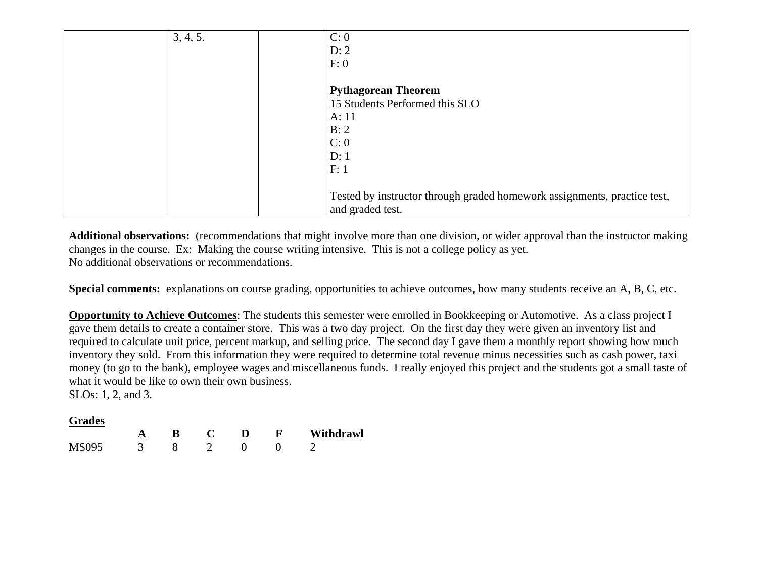|  | 3, 4, 5. |  | C: 0<br>D: 2<br>F: 0<br><br>**Pythagorean Theorem**<br>15 Students Performed this SLO<br>A: 11<br>B: 2<br>C: 0<br>D: 1<br>F: 1<br><br>Tested by instructor through graded homework assignments, practice test, and graded test. |
|---|---|---|---|

**Additional observations:** (recommendations that might involve more than one division, or wider approval than the instructor making changes in the course. Ex: Making the course writing intensive. This is not a college policy as yet.
No additional observations or recommendations.

**Special comments:** explanations on course grading, opportunities to achieve outcomes, how many students receive an A, B, C, etc.

**Opportunity to Achieve Outcomes**: The students this semester were enrolled in Bookkeeping or Automotive. As a class project I gave them details to create a container store. This was a two day project. On the first day they were given an inventory list and required to calculate unit price, percent markup, and selling price. The second day I gave them a monthly report showing how much inventory they sold. From this information they were required to determine total revenue minus necessities such as cash power, taxi money (to go to the bank), employee wages and miscellaneous funds. I really enjoyed this project and the students got a small taste of what it would be like to own their own business.
SLOs: 1, 2, and 3.

**Grades**

|  | **A** | **B** | **C** | **D** | **F** | **Withdrawl** |
|---|---|---|---|---|---|---|
| MS095 | 3 | 8 | 2 | 0 | 0 | 2 |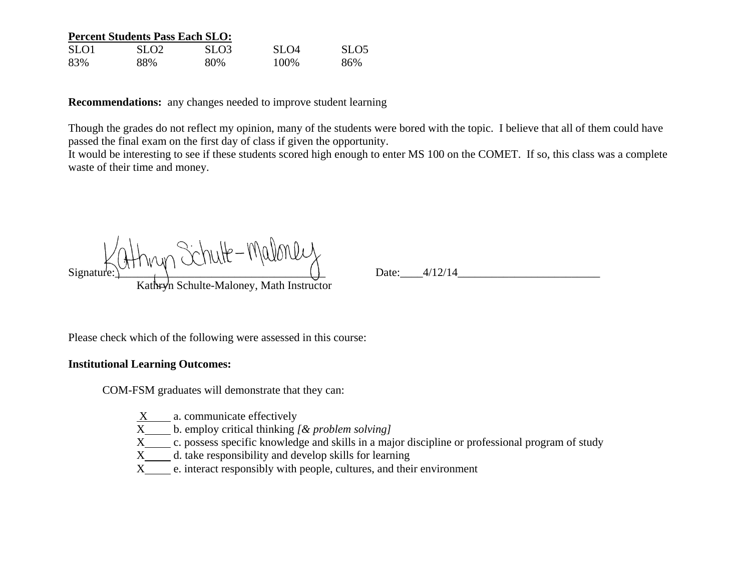**Percent Students Pass Each SLO:**

| SLO1 | SLO2 | SLO3 | SLO4 | SLO5 |
|---|---|---|---|---|
| 83% | 88% | 80% | 100% | 86% |

**Recommendations:** any changes needed to improve student learning

Though the grades do not reflect my opinion, many of the students were bored with the topic. I believe that all of them could have passed the final exam on the first day of class if given the opportunity.
It would be interesting to see if these students scored high enough to enter MS 100 on the COMET. If so, this class was a complete waste of their time and money.

Signature: Kathryn Schulte-Maloney Date: 4/12/14

Kathryn Schulte-Maloney, Math Instructor

Please check which of the following were assessed in this course:

**Institutional Learning Outcomes:**

COM-FSM graduates will demonstrate that they can:

- X a. communicate effectively
- X b. employ critical thinking *[& problem solving]*
- X c. possess specific knowledge and skills in a major discipline or professional program of study
- X d. take responsibility and develop skills for learning
- X e. interact responsibly with people, cultures, and their environment